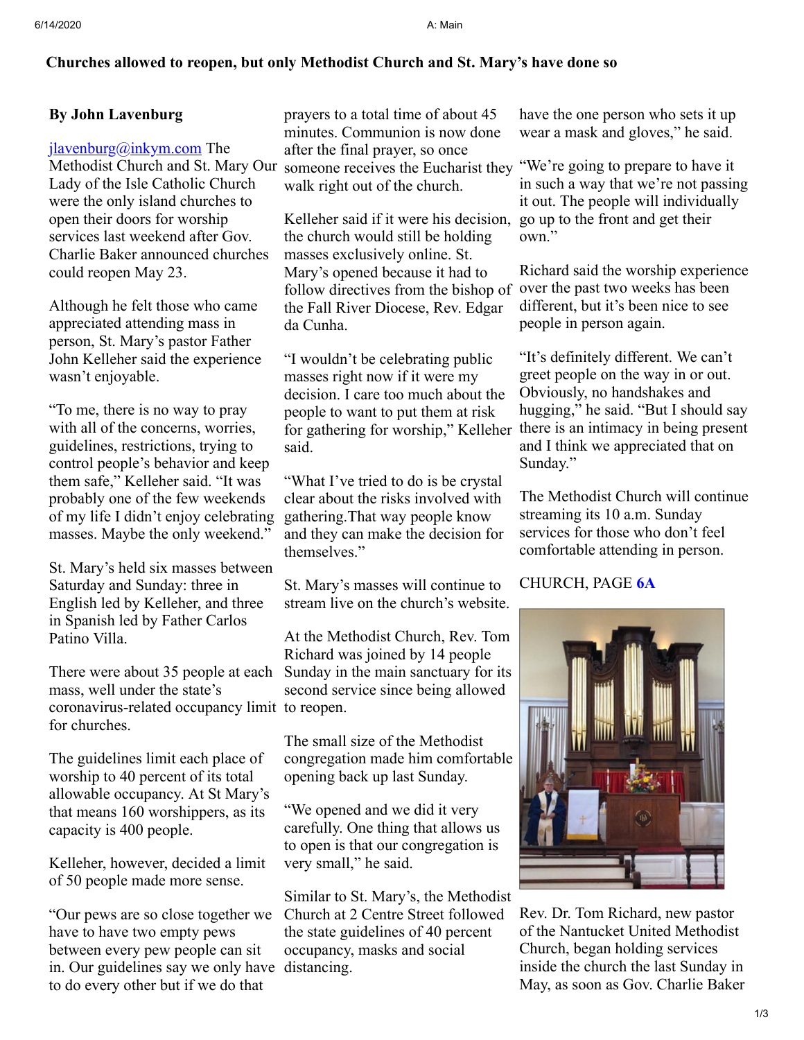## Churches allowed to reopen, but only Methodist Church and St. Mary's have done so

**By John Lavenburg**

jlavenburg@inkym.com The Methodist Church and St. Mary Our Lady of the Isle Catholic Church were the only island churches to open their doors for worship services last weekend after Gov. Charlie Baker announced churches could reopen May 23.

Although he felt those who came appreciated attending mass in person, St. Mary's pastor Father John Kelleher said the experience wasn't enjoyable.

"To me, there is no way to pray with all of the concerns, worries, guidelines, restrictions, trying to control people's behavior and keep them safe," Kelleher said. "It was probably one of the few weekends of my life I didn't enjoy celebrating masses. Maybe the only weekend."

St. Mary's held six masses between Saturday and Sunday: three in English led by Kelleher, and three in Spanish led by Father Carlos Patino Villa.

There were about 35 people at each mass, well under the state's coronavirus-related occupancy limit for churches.

The guidelines limit each place of worship to 40 percent of its total allowable occupancy. At St Mary's that means 160 worshippers, as its capacity is 400 people.

Kelleher, however, decided a limit of 50 people made more sense.

"Our pews are so close together we have to have two empty pews between every pew people can sit in. Our guidelines say we only have to do every other but if we do that prayers to a total time of about 45 minutes. Communion is now done after the final prayer, so once someone receives the Eucharist they walk right out of the church.

Kelleher said if it were his decision, the church would still be holding masses exclusively online. St. Mary's opened because it had to follow directives from the bishop of the Fall River Diocese, Rev. Edgar da Cunha.

"I wouldn't be celebrating public masses right now if it were my decision. I care too much about the people to want to put them at risk for gathering for worship," Kelleher said.

"What I've tried to do is be crystal clear about the risks involved with gathering.That way people know and they can make the decision for themselves."

St. Mary's masses will continue to stream live on the church's website.

At the Methodist Church, Rev. Tom Richard was joined by 14 people Sunday in the main sanctuary for its second service since being allowed to reopen.

The small size of the Methodist congregation made him comfortable opening back up last Sunday.

"We opened and we did it very carefully. One thing that allows us to open is that our congregation is very small," he said.

Similar to St. Mary's, the Methodist Church at 2 Centre Street followed the state guidelines of 40 percent occupancy, masks and social distancing.

have the one person who sets it up wear a mask and gloves," he said.

"We're going to prepare to have it in such a way that we're not passing it out. The people will individually go up to the front and get their own."

Richard said the worship experience over the past two weeks has been different, but it's been nice to see people in person again.

"It's definitely different. We can't greet people on the way in or out. Obviously, no handshakes and hugging," he said. "But I should say there is an intimacy in being present and I think we appreciated that on Sunday."

The Methodist Church will continue streaming its 10 a.m. Sunday services for those who don't feel comfortable attending in person.

CHURCH, PAGE 6A

Rev. Dr. Tom Richard, new pastor of the Nantucket United Methodist Church, began holding services inside the church the last Sunday in May, as soon as Gov. Charlie Baker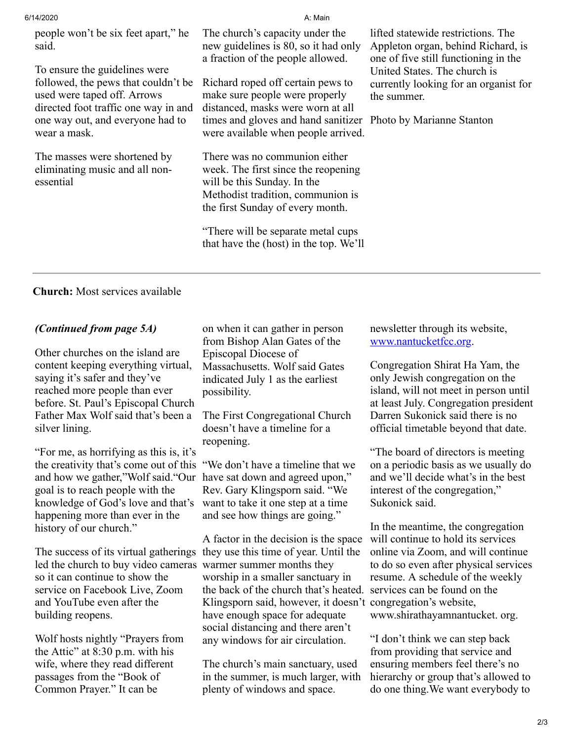people won't be six feet apart," he said.

To ensure the guidelines were followed, the pews that couldn't be used were taped off. Arrows directed foot traffic one way in and one way out, and everyone had to wear a mask.

The masses were shortened by eliminating music and all non-essential

The church's capacity under the new guidelines is 80, so it had only a fraction of the people allowed.

Richard roped off certain pews to make sure people were properly distanced, masks were worn at all times and gloves and hand sanitizer were available when people arrived.

There was no communion either week. The first since the reopening will be this Sunday. In the Methodist tradition, communion is the first Sunday of every month.

"There will be separate metal cups that have the (host) in the top. We'll

lifted statewide restrictions. The Appleton organ, behind Richard, is one of five still functioning in the United States. The church is currently looking for an organist for the summer.

Photo by Marianne Stanton

---

**Church:** Most services available

*(Continued from page 5A)*

Other churches on the island are content keeping everything virtual, saying it's safer and they've reached more people than ever before. St. Paul's Episcopal Church Father Max Wolf said that's been a silver lining.

"For me, as horrifying as this is, it's the creativity that's come out of this and how we gather,"Wolf said."Our goal is to reach people with the knowledge of God's love and that's happening more than ever in the history of our church."

The success of its virtual gatherings led the church to buy video cameras so it can continue to show the service on Facebook Live, Zoom and YouTube even after the building reopens.

Wolf hosts nightly "Prayers from the Attic" at 8:30 p.m. with his wife, where they read different passages from the "Book of Common Prayer." It can be

on when it can gather in person from Bishop Alan Gates of the Episcopal Diocese of Massachusetts. Wolf said Gates indicated July 1 as the earliest possibility.

The First Congregational Church doesn't have a timeline for a reopening.

"We don't have a timeline that we have sat down and agreed upon," Rev. Gary Klingsporn said. "We want to take it one step at a time and see how things are going."

A factor in the decision is the space they use this time of year. Until the warmer summer months they worship in a smaller sanctuary in the back of the church that's heated. Klingsporn said, however, it doesn't have enough space for adequate social distancing and there aren't any windows for air circulation.

The church's main sanctuary, used in the summer, is much larger, with plenty of windows and space.

newsletter through its website, [www.nantucketfcc.org](http://www.nantucketfcc.org).

Congregation Shirat Ha Yam, the only Jewish congregation on the island, will not meet in person until at least July. Congregation president Darren Sukonick said there is no official timetable beyond that date.

"The board of directors is meeting on a periodic basis as we usually do and we'll decide what's in the best interest of the congregation," Sukonick said.

In the meantime, the congregation will continue to hold its services online via Zoom, and will continue to do so even after physical services resume. A schedule of the weekly services can be found on the congregation's website, www.shirathayamnantucket. org.

"I don't think we can step back from providing that service and ensuring members feel there's no hierarchy or group that's allowed to do one thing.We want everybody to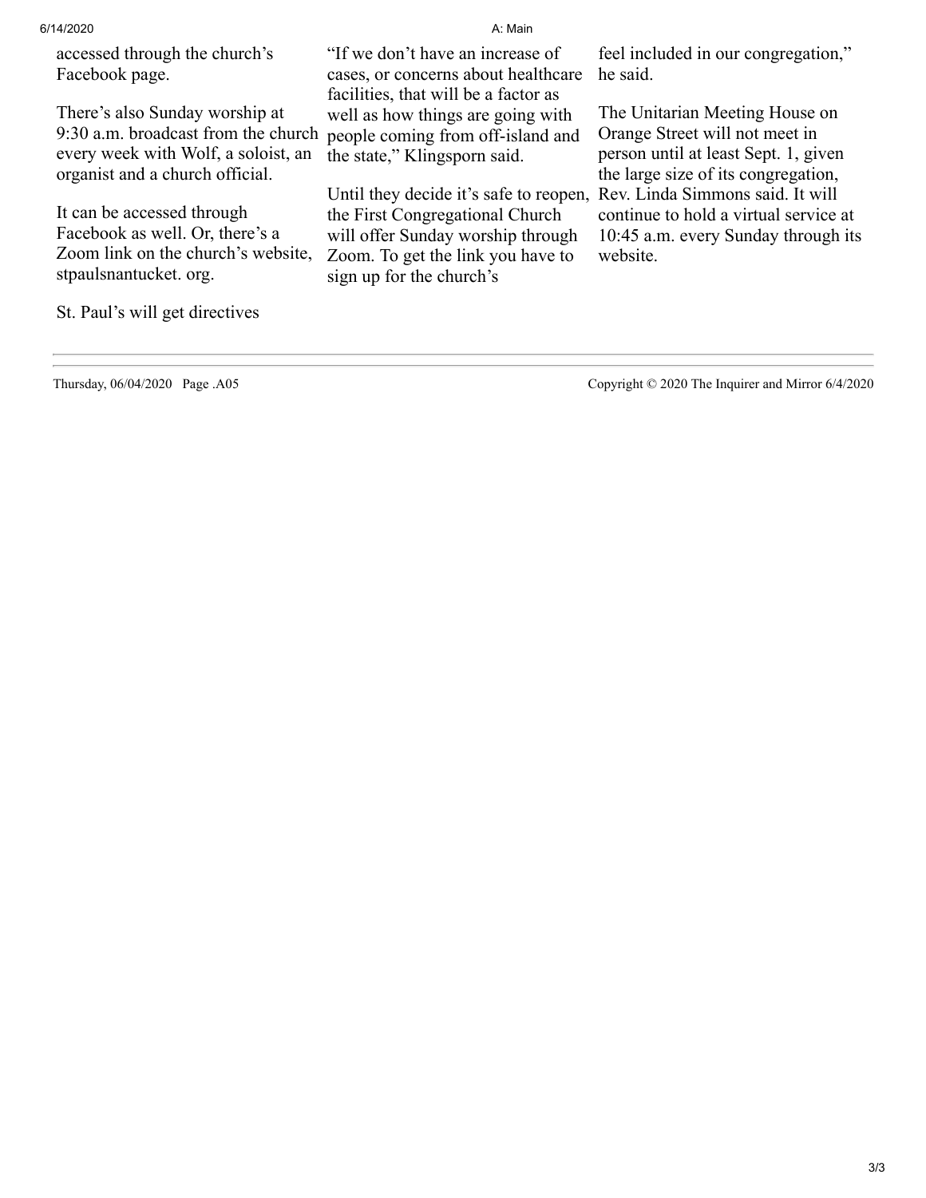accessed through the church's Facebook page.

There's also Sunday worship at 9:30 a.m. broadcast from the church every week with Wolf, a soloist, an organist and a church official.

It can be accessed through Facebook as well. Or, there's a Zoom link on the church's website, stpaulsnantucket. org.

St. Paul's will get directives

"If we don't have an increase of cases, or concerns about healthcare facilities, that will be a factor as well as how things are going with people coming from off-island and the state," Klingsporn said.

Until they decide it's safe to reopen, the First Congregational Church will offer Sunday worship through Zoom. To get the link you have to sign up for the church's

feel included in our congregation," he said.

The Unitarian Meeting House on Orange Street will not meet in person until at least Sept. 1, given the large size of its congregation, Rev. Linda Simmons said. It will continue to hold a virtual service at 10:45 a.m. every Sunday through its website.

Thursday, 06/04/2020 Page .A05 Copyright © 2020 The Inquirer and Mirror 6/4/2020